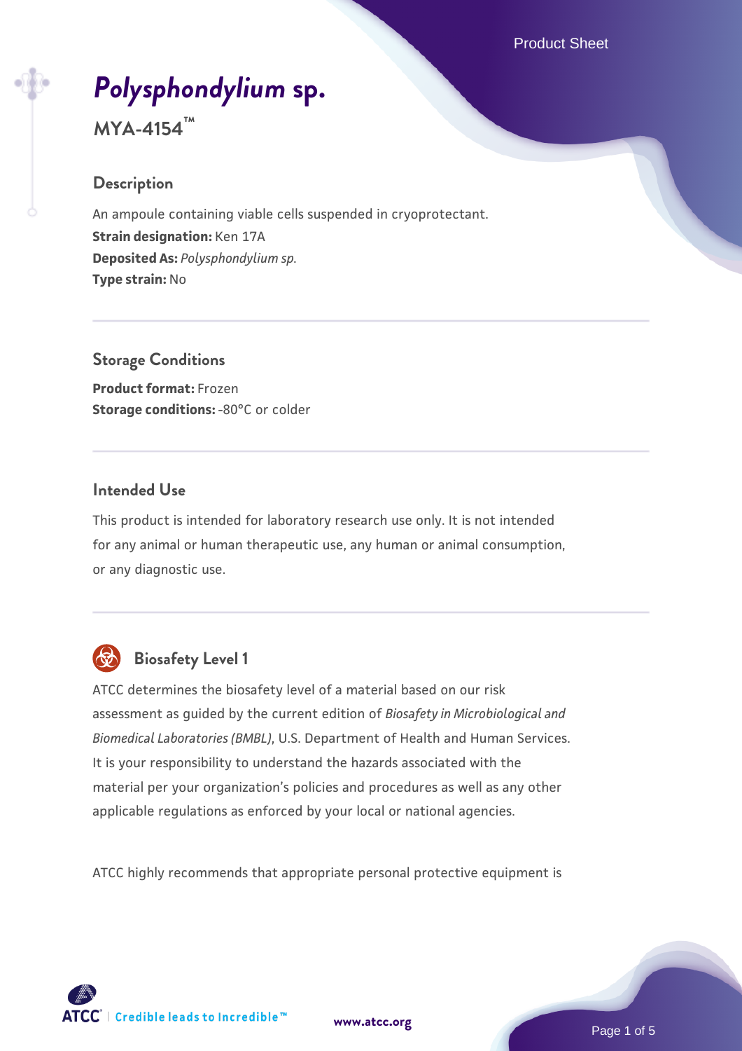# *Polysphondylium* sp.

**MYA-4154™**

## Description

An ampoule containing viable cells suspended in cryoprotectant.
**Strain designation:** Ken 17A
**Deposited As:** *Polysphondylium sp.*
**Type strain:** No

## Storage Conditions

**Product format:** Frozen
**Storage conditions:** -80°C or colder

## Intended Use

This product is intended for laboratory research use only. It is not intended for any animal or human therapeutic use, any human or animal consumption, or any diagnostic use.

## Biosafety Level 1

ATCC determines the biosafety level of a material based on our risk assessment as guided by the current edition of *Biosafety in Microbiological and Biomedical Laboratories (BMBL)*, U.S. Department of Health and Human Services. It is your responsibility to understand the hazards associated with the material per your organization's policies and procedures as well as any other applicable regulations as enforced by your local or national agencies.

ATCC highly recommends that appropriate personal protective equipment is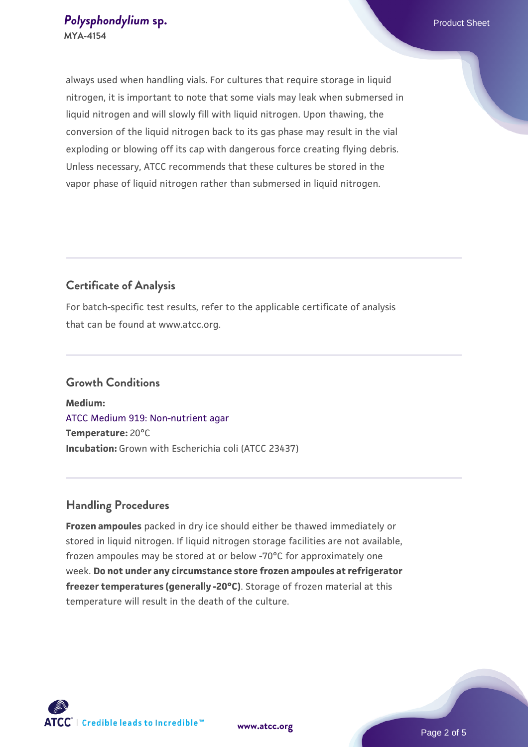always used when handling vials. For cultures that require storage in liquid nitrogen, it is important to note that some vials may leak when submersed in liquid nitrogen and will slowly fill with liquid nitrogen. Upon thawing, the conversion of the liquid nitrogen back to its gas phase may result in the vial exploding or blowing off its cap with dangerous force creating flying debris. Unless necessary, ATCC recommends that these cultures be stored in the vapor phase of liquid nitrogen rather than submersed in liquid nitrogen.

## Certificate of Analysis

For batch-specific test results, refer to the applicable certificate of analysis that can be found at www.atcc.org.

## Growth Conditions

**Medium:**
ATCC Medium 919: Non-nutrient agar
**Temperature:** 20°C
**Incubation:** Grown with Escherichia coli (ATCC 23437)

## Handling Procedures

**Frozen ampoules** packed in dry ice should either be thawed immediately or stored in liquid nitrogen. If liquid nitrogen storage facilities are not available, frozen ampoules may be stored at or below -70°C for approximately one week. **Do not under any circumstance store frozen ampoules at refrigerator freezer temperatures (generally -20°C)**. Storage of frozen material at this temperature will result in the death of the culture.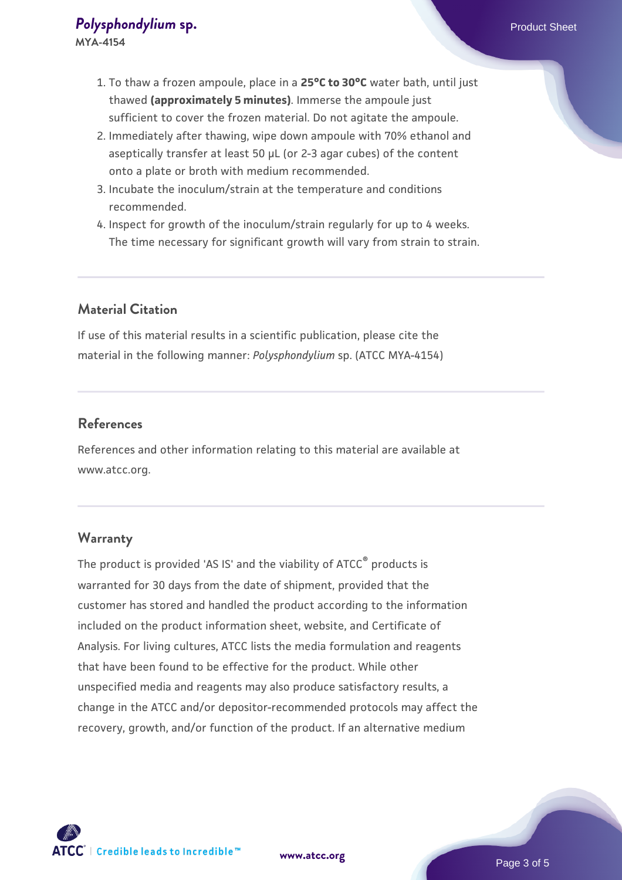1. To thaw a frozen ampoule, place in a **25°C to 30°C** water bath, until just thawed **(approximately 5 minutes)**. Immerse the ampoule just sufficient to cover the frozen material. Do not agitate the ampoule.
2. Immediately after thawing, wipe down ampoule with 70% ethanol and aseptically transfer at least 50 µL (or 2-3 agar cubes) of the content onto a plate or broth with medium recommended.
3. Incubate the inoculum/strain at the temperature and conditions recommended.
4. Inspect for growth of the inoculum/strain regularly for up to 4 weeks. The time necessary for significant growth will vary from strain to strain.

## Material Citation

If use of this material results in a scientific publication, please cite the material in the following manner: *Polysphondylium* sp. (ATCC MYA-4154)

## References

References and other information relating to this material are available at www.atcc.org.

## Warranty

The product is provided 'AS IS' and the viability of ATCC® products is warranted for 30 days from the date of shipment, provided that the customer has stored and handled the product according to the information included on the product information sheet, website, and Certificate of Analysis. For living cultures, ATCC lists the media formulation and reagents that have been found to be effective for the product. While other unspecified media and reagents may also produce satisfactory results, a change in the ATCC and/or depositor-recommended protocols may affect the recovery, growth, and/or function of the product. If an alternative medium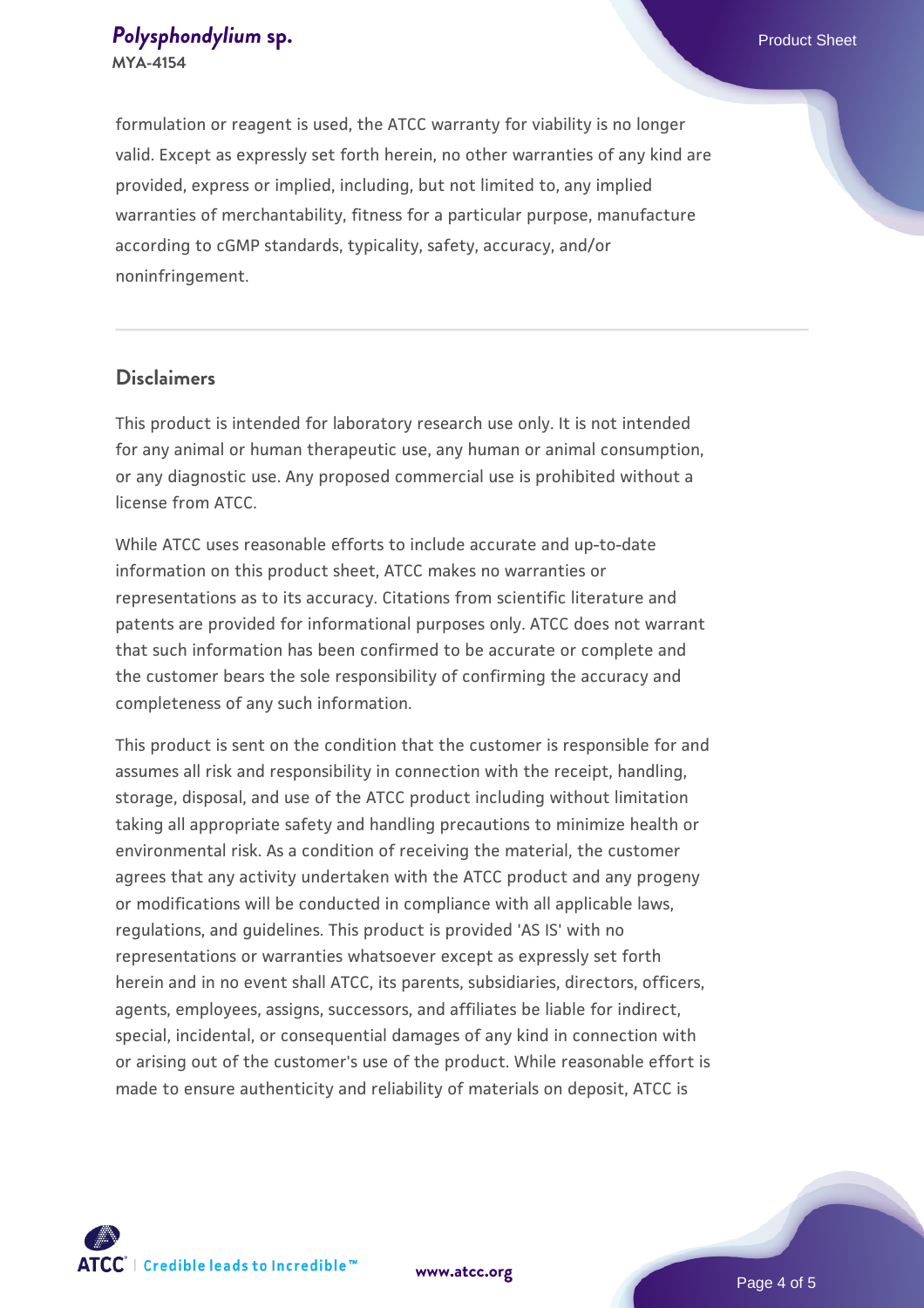formulation or reagent is used, the ATCC warranty for viability is no longer valid. Except as expressly set forth herein, no other warranties of any kind are provided, express or implied, including, but not limited to, any implied warranties of merchantability, fitness for a particular purpose, manufacture according to cGMP standards, typicality, safety, accuracy, and/or noninfringement.

## Disclaimers

This product is intended for laboratory research use only. It is not intended for any animal or human therapeutic use, any human or animal consumption, or any diagnostic use. Any proposed commercial use is prohibited without a license from ATCC.

While ATCC uses reasonable efforts to include accurate and up-to-date information on this product sheet, ATCC makes no warranties or representations as to its accuracy. Citations from scientific literature and patents are provided for informational purposes only. ATCC does not warrant that such information has been confirmed to be accurate or complete and the customer bears the sole responsibility of confirming the accuracy and completeness of any such information.

This product is sent on the condition that the customer is responsible for and assumes all risk and responsibility in connection with the receipt, handling, storage, disposal, and use of the ATCC product including without limitation taking all appropriate safety and handling precautions to minimize health or environmental risk. As a condition of receiving the material, the customer agrees that any activity undertaken with the ATCC product and any progeny or modifications will be conducted in compliance with all applicable laws, regulations, and guidelines. This product is provided 'AS IS' with no representations or warranties whatsoever except as expressly set forth herein and in no event shall ATCC, its parents, subsidiaries, directors, officers, agents, employees, assigns, successors, and affiliates be liable for indirect, special, incidental, or consequential damages of any kind in connection with or arising out of the customer's use of the product. While reasonable effort is made to ensure authenticity and reliability of materials on deposit, ATCC is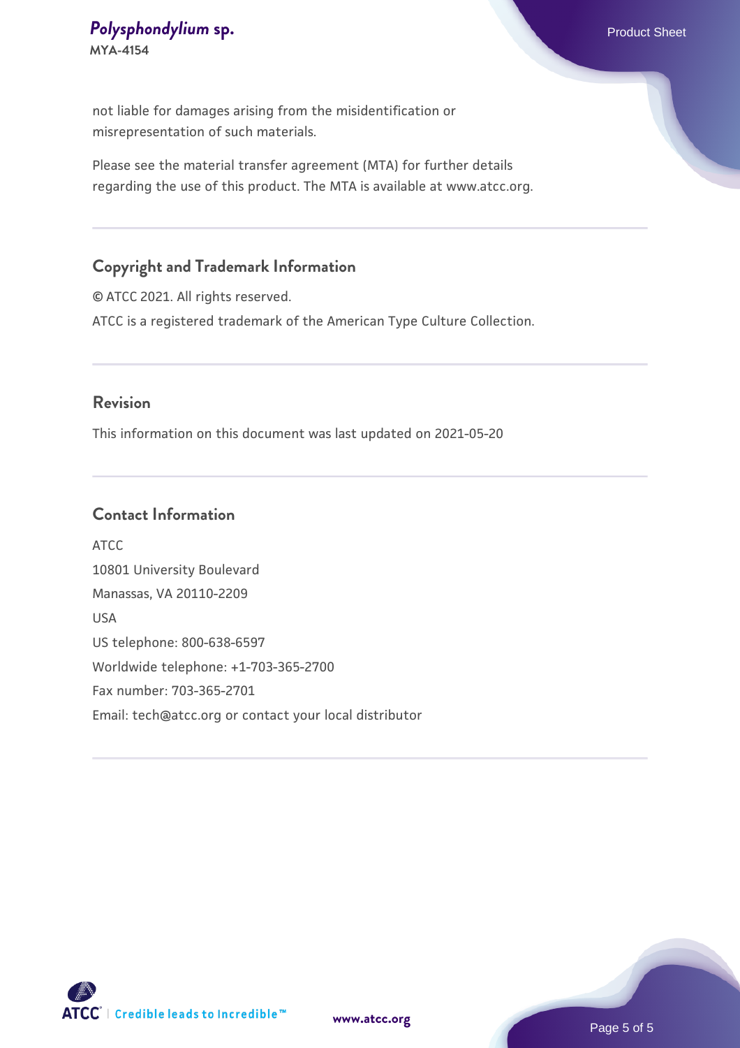not liable for damages arising from the misidentification or misrepresentation of such materials.

Please see the material transfer agreement (MTA) for further details regarding the use of this product. The MTA is available at www.atcc.org.

## Copyright and Trademark Information

© ATCC 2021. All rights reserved.

ATCC is a registered trademark of the American Type Culture Collection.

## Revision

This information on this document was last updated on 2021-05-20

## Contact Information

ATCC
10801 University Boulevard
Manassas, VA 20110-2209
USA
US telephone: 800-638-6597
Worldwide telephone: +1-703-365-2700
Fax number: 703-365-2701
Email: tech@atcc.org or contact your local distributor